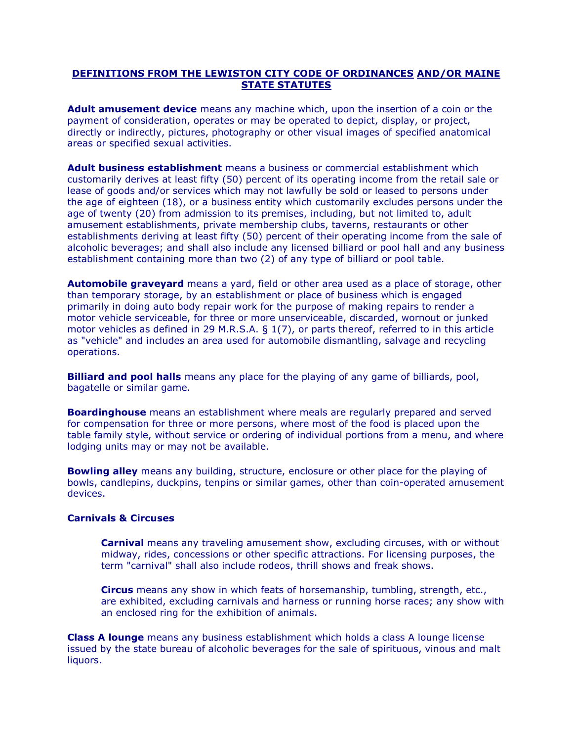# DEFINITIONS FROM THE LEWISTON CITY CODE OF ORDINANCES AND/OR MAINE STATE STATUTES

**Adult amusement device** means any machine which, upon the insertion of a coin or the payment of consideration, operates or may be operated to depict, display, or project, directly or indirectly, pictures, photography or other visual images of specified anatomical areas or specified sexual activities.

**Adult business establishment** means a business or commercial establishment which customarily derives at least fifty (50) percent of its operating income from the retail sale or lease of goods and/or services which may not lawfully be sold or leased to persons under the age of eighteen (18), or a business entity which customarily excludes persons under the age of twenty (20) from admission to its premises, including, but not limited to, adult amusement establishments, private membership clubs, taverns, restaurants or other establishments deriving at least fifty (50) percent of their operating income from the sale of alcoholic beverages; and shall also include any licensed billiard or pool hall and any business establishment containing more than two (2) of any type of billiard or pool table.

**Automobile graveyard** means a yard, field or other area used as a place of storage, other than temporary storage, by an establishment or place of business which is engaged primarily in doing auto body repair work for the purpose of making repairs to render a motor vehicle serviceable, for three or more unserviceable, discarded, wornout or junked motor vehicles as defined in 29 M.R.S.A. § 1(7), or parts thereof, referred to in this article as "vehicle" and includes an area used for automobile dismantling, salvage and recycling operations.

**Billiard and pool halls** means any place for the playing of any game of billiards, pool, bagatelle or similar game.

**Boardinghouse** means an establishment where meals are regularly prepared and served for compensation for three or more persons, where most of the food is placed upon the table family style, without service or ordering of individual portions from a menu, and where lodging units may or may not be available.

**Bowling alley** means any building, structure, enclosure or other place for the playing of bowls, candlepins, duckpins, tenpins or similar games, other than coin-operated amusement devices.

**Carnivals & Circuses**

> **Carnival** means any traveling amusement show, excluding circuses, with or without midway, rides, concessions or other specific attractions. For licensing purposes, the term "carnival" shall also include rodeos, thrill shows and freak shows.
>
> **Circus** means any show in which feats of horsemanship, tumbling, strength, etc., are exhibited, excluding carnivals and harness or running horse races; any show with an enclosed ring for the exhibition of animals.

**Class A lounge** means any business establishment which holds a class A lounge license issued by the state bureau of alcoholic beverages for the sale of spirituous, vinous and malt liquors.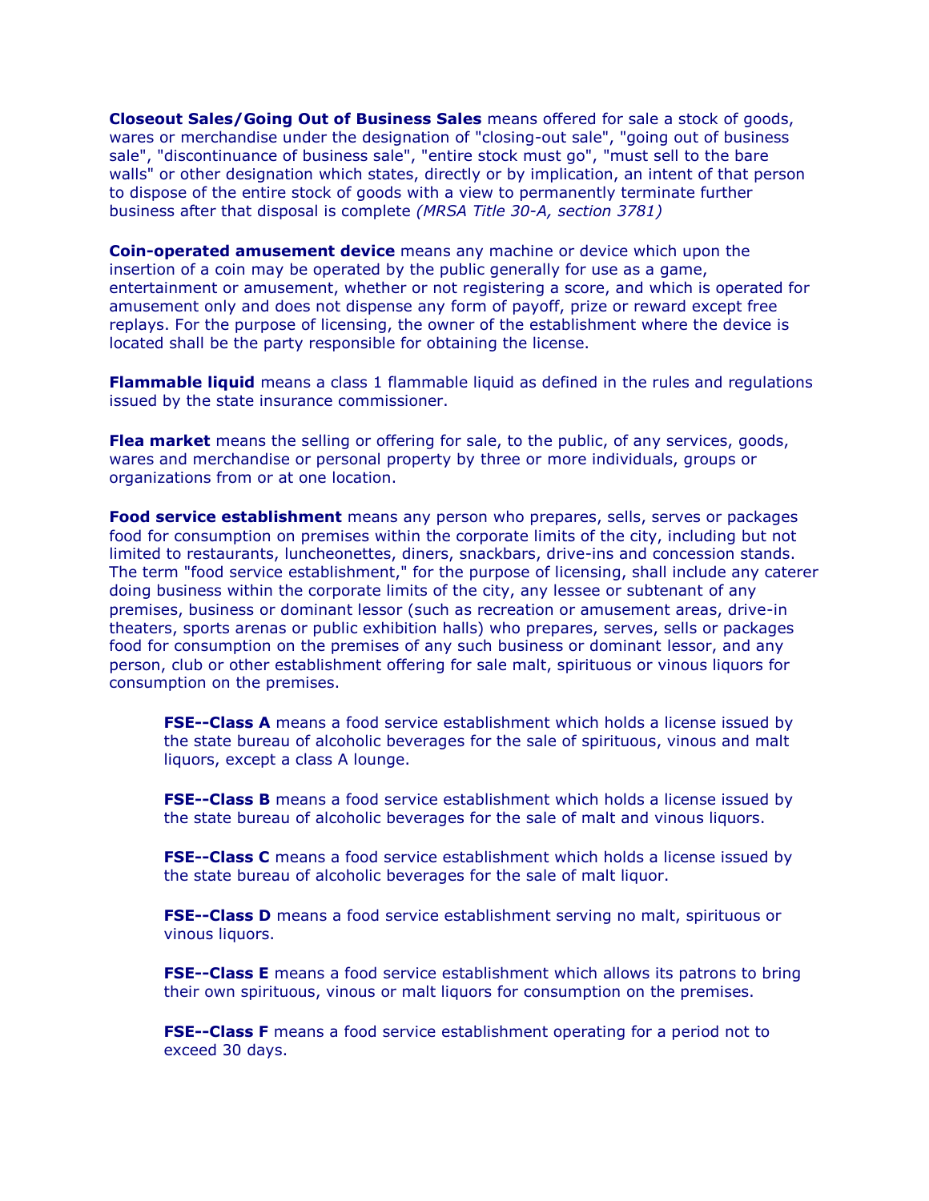**Closeout Sales/Going Out of Business Sales** means offered for sale a stock of goods, wares or merchandise under the designation of "closing-out sale", "going out of business sale", "discontinuance of business sale", "entire stock must go", "must sell to the bare walls" or other designation which states, directly or by implication, an intent of that person to dispose of the entire stock of goods with a view to permanently terminate further business after that disposal is complete *(MRSA Title 30-A, section 3781)*

**Coin-operated amusement device** means any machine or device which upon the insertion of a coin may be operated by the public generally for use as a game, entertainment or amusement, whether or not registering a score, and which is operated for amusement only and does not dispense any form of payoff, prize or reward except free replays. For the purpose of licensing, the owner of the establishment where the device is located shall be the party responsible for obtaining the license.

**Flammable liquid** means a class 1 flammable liquid as defined in the rules and regulations issued by the state insurance commissioner.

**Flea market** means the selling or offering for sale, to the public, of any services, goods, wares and merchandise or personal property by three or more individuals, groups or organizations from or at one location.

**Food service establishment** means any person who prepares, sells, serves or packages food for consumption on premises within the corporate limits of the city, including but not limited to restaurants, luncheonettes, diners, snackbars, drive-ins and concession stands. The term "food service establishment," for the purpose of licensing, shall include any caterer doing business within the corporate limits of the city, any lessee or subtenant of any premises, business or dominant lessor (such as recreation or amusement areas, drive-in theaters, sports arenas or public exhibition halls) who prepares, serves, sells or packages food for consumption on the premises of any such business or dominant lessor, and any person, club or other establishment offering for sale malt, spirituous or vinous liquors for consumption on the premises.

> **FSE--Class A** means a food service establishment which holds a license issued by the state bureau of alcoholic beverages for the sale of spirituous, vinous and malt liquors, except a class A lounge.
>
> **FSE--Class B** means a food service establishment which holds a license issued by the state bureau of alcoholic beverages for the sale of malt and vinous liquors.
>
> **FSE--Class C** means a food service establishment which holds a license issued by the state bureau of alcoholic beverages for the sale of malt liquor.
>
> **FSE--Class D** means a food service establishment serving no malt, spirituous or vinous liquors.
>
> **FSE--Class E** means a food service establishment which allows its patrons to bring their own spirituous, vinous or malt liquors for consumption on the premises.
>
> **FSE--Class F** means a food service establishment operating for a period not to exceed 30 days.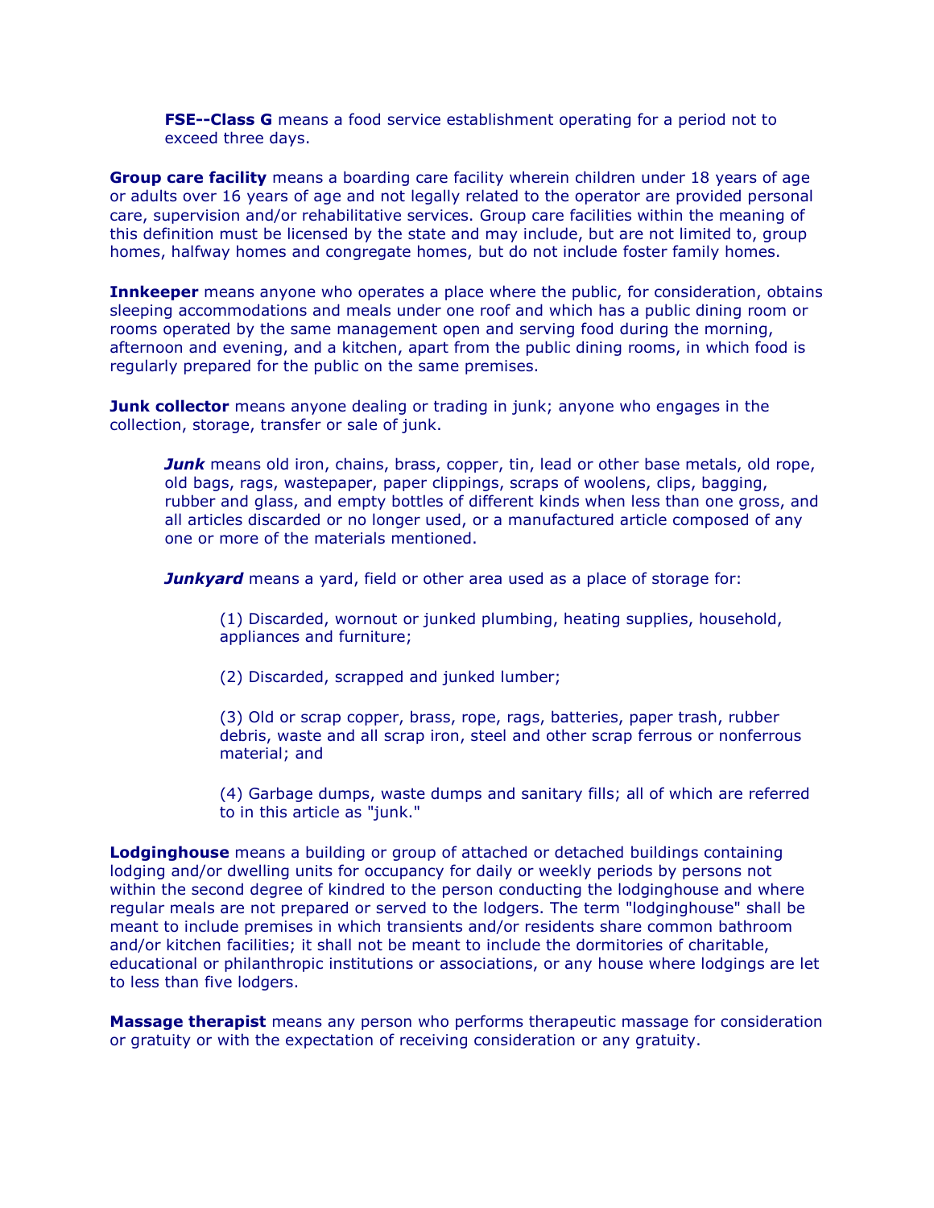**FSE--Class G** means a food service establishment operating for a period not to exceed three days.

**Group care facility** means a boarding care facility wherein children under 18 years of age or adults over 16 years of age and not legally related to the operator are provided personal care, supervision and/or rehabilitative services. Group care facilities within the meaning of this definition must be licensed by the state and may include, but are not limited to, group homes, halfway homes and congregate homes, but do not include foster family homes.

**Innkeeper** means anyone who operates a place where the public, for consideration, obtains sleeping accommodations and meals under one roof and which has a public dining room or rooms operated by the same management open and serving food during the morning, afternoon and evening, and a kitchen, apart from the public dining rooms, in which food is regularly prepared for the public on the same premises.

**Junk collector** means anyone dealing or trading in junk; anyone who engages in the collection, storage, transfer or sale of junk.

***Junk*** means old iron, chains, brass, copper, tin, lead or other base metals, old rope, old bags, rags, wastepaper, paper clippings, scraps of woolens, clips, bagging, rubber and glass, and empty bottles of different kinds when less than one gross, and all articles discarded or no longer used, or a manufactured article composed of any one or more of the materials mentioned.

***Junkyard*** means a yard, field or other area used as a place of storage for:

(1) Discarded, wornout or junked plumbing, heating supplies, household, appliances and furniture;

(2) Discarded, scrapped and junked lumber;

(3) Old or scrap copper, brass, rope, rags, batteries, paper trash, rubber debris, waste and all scrap iron, steel and other scrap ferrous or nonferrous material; and

(4) Garbage dumps, waste dumps and sanitary fills; all of which are referred to in this article as "junk."

**Lodginghouse** means a building or group of attached or detached buildings containing lodging and/or dwelling units for occupancy for daily or weekly periods by persons not within the second degree of kindred to the person conducting the lodginghouse and where regular meals are not prepared or served to the lodgers. The term "lodginghouse" shall be meant to include premises in which transients and/or residents share common bathroom and/or kitchen facilities; it shall not be meant to include the dormitories of charitable, educational or philanthropic institutions or associations, or any house where lodgings are let to less than five lodgers.

**Massage therapist** means any person who performs therapeutic massage for consideration or gratuity or with the expectation of receiving consideration or any gratuity.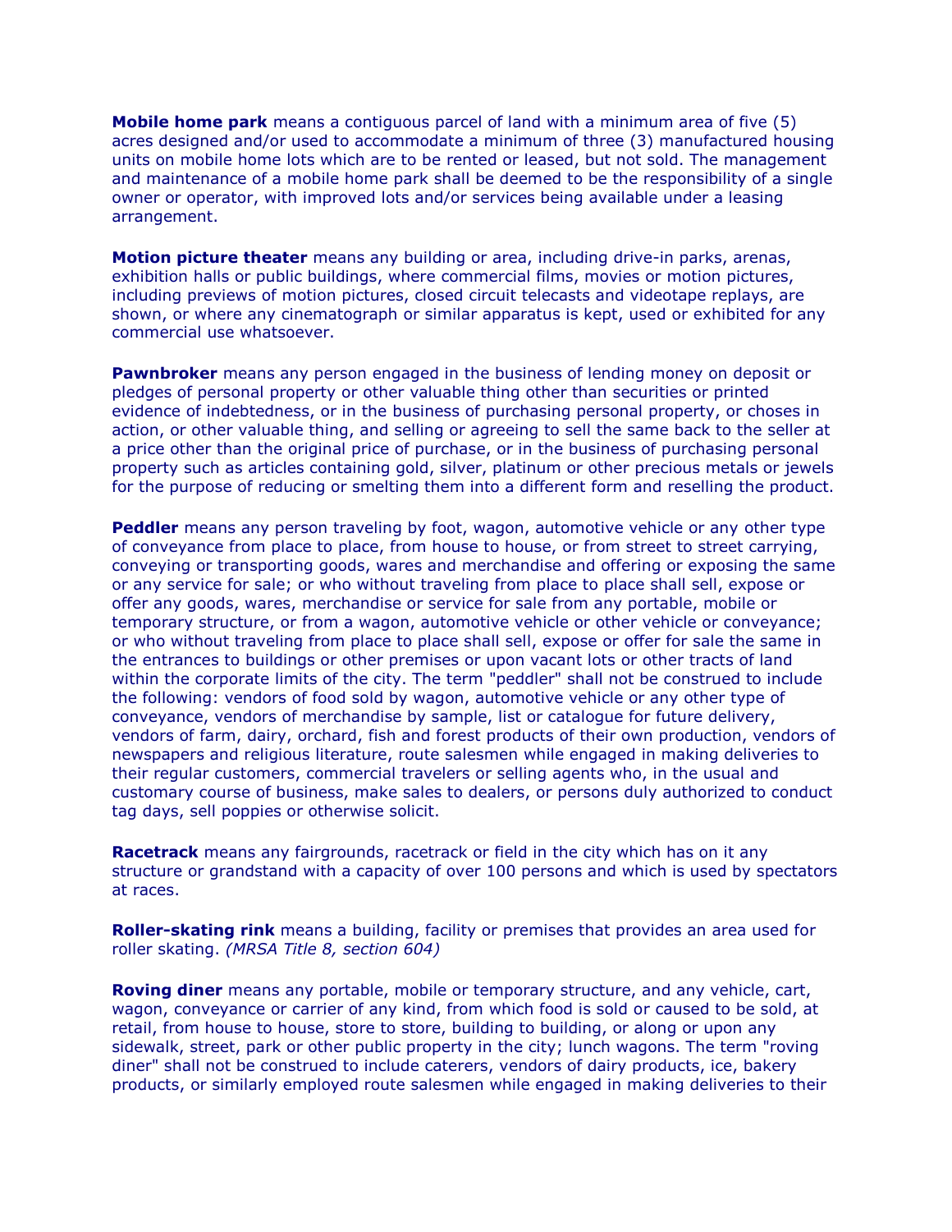**Mobile home park** means a contiguous parcel of land with a minimum area of five (5) acres designed and/or used to accommodate a minimum of three (3) manufactured housing units on mobile home lots which are to be rented or leased, but not sold. The management and maintenance of a mobile home park shall be deemed to be the responsibility of a single owner or operator, with improved lots and/or services being available under a leasing arrangement.

**Motion picture theater** means any building or area, including drive-in parks, arenas, exhibition halls or public buildings, where commercial films, movies or motion pictures, including previews of motion pictures, closed circuit telecasts and videotape replays, are shown, or where any cinematograph or similar apparatus is kept, used or exhibited for any commercial use whatsoever.

**Pawnbroker** means any person engaged in the business of lending money on deposit or pledges of personal property or other valuable thing other than securities or printed evidence of indebtedness, or in the business of purchasing personal property, or choses in action, or other valuable thing, and selling or agreeing to sell the same back to the seller at a price other than the original price of purchase, or in the business of purchasing personal property such as articles containing gold, silver, platinum or other precious metals or jewels for the purpose of reducing or smelting them into a different form and reselling the product.

**Peddler** means any person traveling by foot, wagon, automotive vehicle or any other type of conveyance from place to place, from house to house, or from street to street carrying, conveying or transporting goods, wares and merchandise and offering or exposing the same or any service for sale; or who without traveling from place to place shall sell, expose or offer any goods, wares, merchandise or service for sale from any portable, mobile or temporary structure, or from a wagon, automotive vehicle or other vehicle or conveyance; or who without traveling from place to place shall sell, expose or offer for sale the same in the entrances to buildings or other premises or upon vacant lots or other tracts of land within the corporate limits of the city. The term "peddler" shall not be construed to include the following: vendors of food sold by wagon, automotive vehicle or any other type of conveyance, vendors of merchandise by sample, list or catalogue for future delivery, vendors of farm, dairy, orchard, fish and forest products of their own production, vendors of newspapers and religious literature, route salesmen while engaged in making deliveries to their regular customers, commercial travelers or selling agents who, in the usual and customary course of business, make sales to dealers, or persons duly authorized to conduct tag days, sell poppies or otherwise solicit.

**Racetrack** means any fairgrounds, racetrack or field in the city which has on it any structure or grandstand with a capacity of over 100 persons and which is used by spectators at races.

**Roller-skating rink** means a building, facility or premises that provides an area used for roller skating. *(MRSA Title 8, section 604)*

**Roving diner** means any portable, mobile or temporary structure, and any vehicle, cart, wagon, conveyance or carrier of any kind, from which food is sold or caused to be sold, at retail, from house to house, store to store, building to building, or along or upon any sidewalk, street, park or other public property in the city; lunch wagons. The term "roving diner" shall not be construed to include caterers, vendors of dairy products, ice, bakery products, or similarly employed route salesmen while engaged in making deliveries to their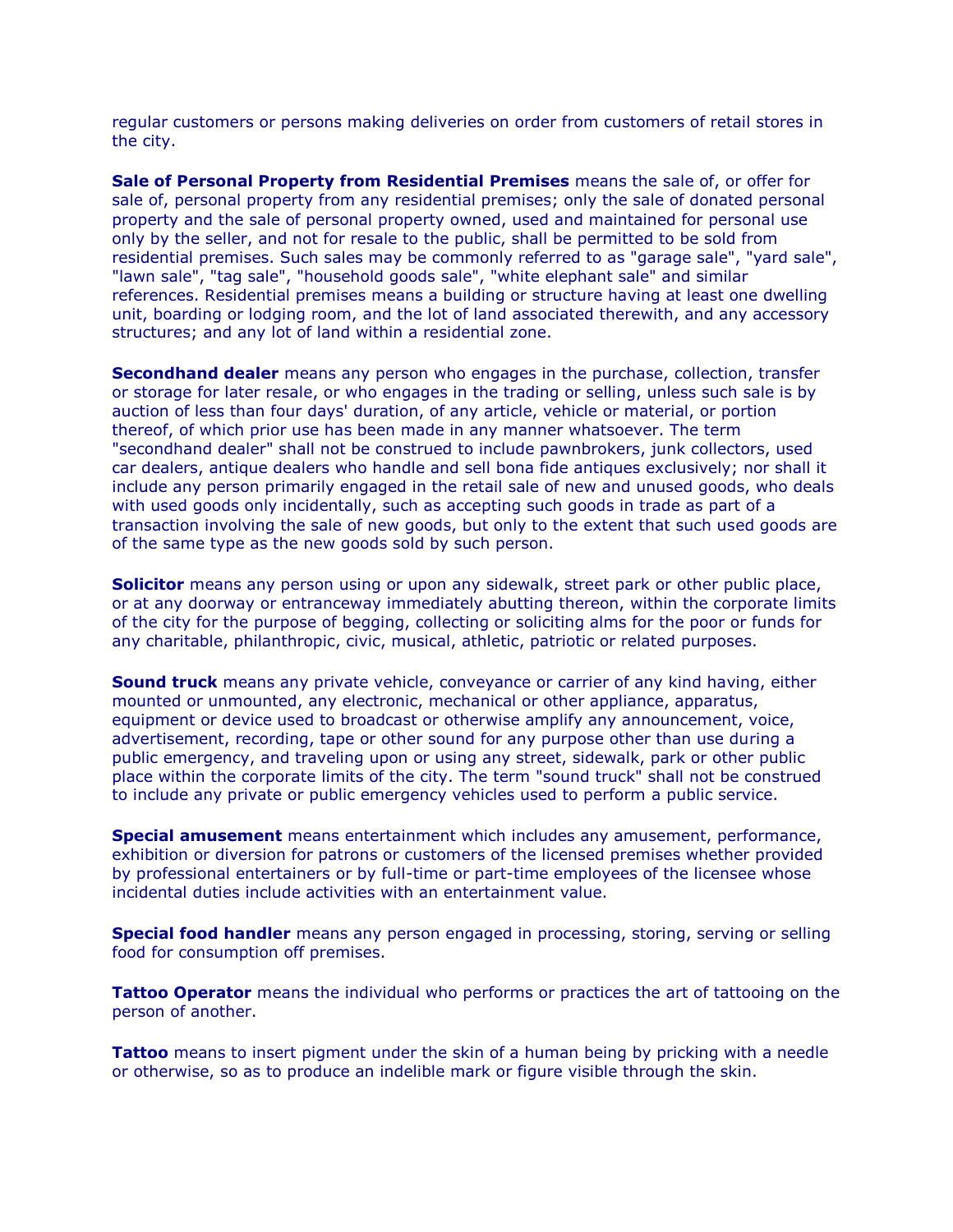regular customers or persons making deliveries on order from customers of retail stores in the city.

**Sale of Personal Property from Residential Premises** means the sale of, or offer for sale of, personal property from any residential premises; only the sale of donated personal property and the sale of personal property owned, used and maintained for personal use only by the seller, and not for resale to the public, shall be permitted to be sold from residential premises. Such sales may be commonly referred to as "garage sale", "yard sale", "lawn sale", "tag sale", "household goods sale", "white elephant sale" and similar references. Residential premises means a building or structure having at least one dwelling unit, boarding or lodging room, and the lot of land associated therewith, and any accessory structures; and any lot of land within a residential zone.

**Secondhand dealer** means any person who engages in the purchase, collection, transfer or storage for later resale, or who engages in the trading or selling, unless such sale is by auction of less than four days' duration, of any article, vehicle or material, or portion thereof, of which prior use has been made in any manner whatsoever. The term "secondhand dealer" shall not be construed to include pawnbrokers, junk collectors, used car dealers, antique dealers who handle and sell bona fide antiques exclusively; nor shall it include any person primarily engaged in the retail sale of new and unused goods, who deals with used goods only incidentally, such as accepting such goods in trade as part of a transaction involving the sale of new goods, but only to the extent that such used goods are of the same type as the new goods sold by such person.

**Solicitor** means any person using or upon any sidewalk, street park or other public place, or at any doorway or entranceway immediately abutting thereon, within the corporate limits of the city for the purpose of begging, collecting or soliciting alms for the poor or funds for any charitable, philanthropic, civic, musical, athletic, patriotic or related purposes.

**Sound truck** means any private vehicle, conveyance or carrier of any kind having, either mounted or unmounted, any electronic, mechanical or other appliance, apparatus, equipment or device used to broadcast or otherwise amplify any announcement, voice, advertisement, recording, tape or other sound for any purpose other than use during a public emergency, and traveling upon or using any street, sidewalk, park or other public place within the corporate limits of the city. The term "sound truck" shall not be construed to include any private or public emergency vehicles used to perform a public service.

**Special amusement** means entertainment which includes any amusement, performance, exhibition or diversion for patrons or customers of the licensed premises whether provided by professional entertainers or by full-time or part-time employees of the licensee whose incidental duties include activities with an entertainment value.

**Special food handler** means any person engaged in processing, storing, serving or selling food for consumption off premises.

**Tattoo Operator** means the individual who performs or practices the art of tattooing on the person of another.

**Tattoo** means to insert pigment under the skin of a human being by pricking with a needle or otherwise, so as to produce an indelible mark or figure visible through the skin.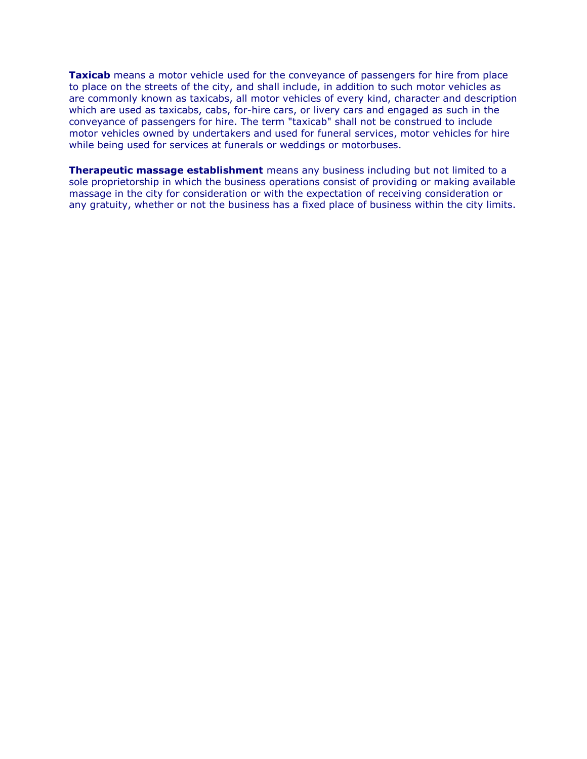**Taxicab** means a motor vehicle used for the conveyance of passengers for hire from place to place on the streets of the city, and shall include, in addition to such motor vehicles as are commonly known as taxicabs, all motor vehicles of every kind, character and description which are used as taxicabs, cabs, for-hire cars, or livery cars and engaged as such in the conveyance of passengers for hire. The term "taxicab" shall not be construed to include motor vehicles owned by undertakers and used for funeral services, motor vehicles for hire while being used for services at funerals or weddings or motorbuses.

**Therapeutic massage establishment** means any business including but not limited to a sole proprietorship in which the business operations consist of providing or making available massage in the city for consideration or with the expectation of receiving consideration or any gratuity, whether or not the business has a fixed place of business within the city limits.